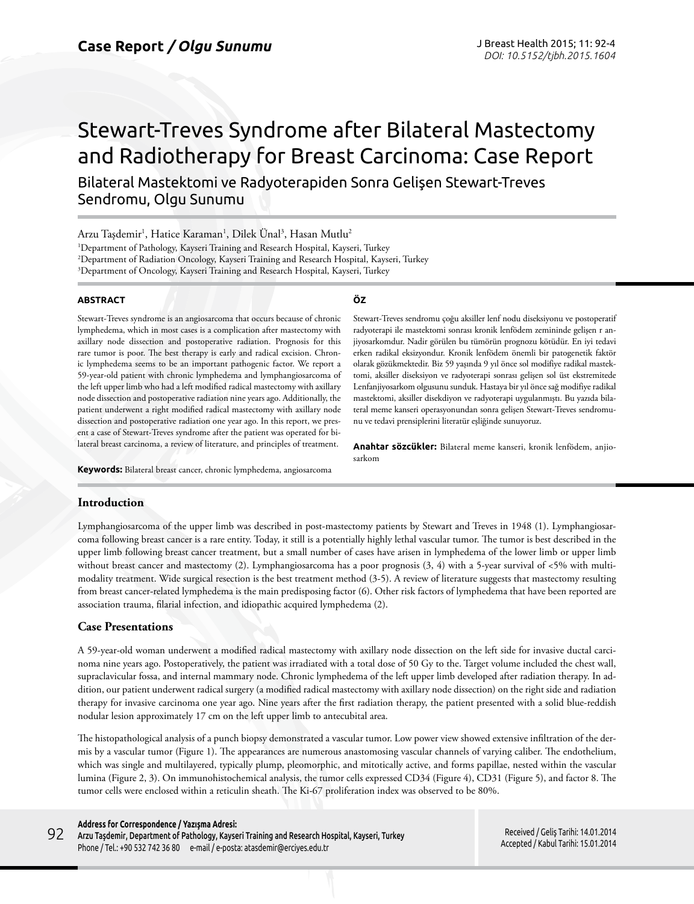**Case Report / *Olgu Sunumu***

# Stewart-Treves Syndrome after Bilateral Mastectomy and Radiotherapy for Breast Carcinoma: Case Report

## Bilateral Mastektomi ve Radyoterapiden Sonra Gelişen Stewart-Treves Sendromu, Olgu Sunumu

Arzu Taşdemir[1], Hatice Karaman[1], Dilek Ünal[3], Hasan Mutlu[2]

[1]Department of Pathology, Kayseri Training and Research Hospital, Kayseri, Turkey
[2]Department of Radiation Oncology, Kayseri Training and Research Hospital, Kayseri, Turkey
[3]Department of Oncology, Kayseri Training and Research Hospital, Kayseri, Turkey

### ABSTRACT

Stewart-Treves syndrome is an angiosarcoma that occurs because of chronic lymphedema, which in most cases is a complication after mastectomy with axillary node dissection and postoperative radiation. Prognosis for this rare tumor is poor. The best therapy is early and radical excision. Chronic lymphedema seems to be an important pathogenic factor. We report a 59-year-old patient with chronic lymphedema and lymphangiosarcoma of the left upper limb who had a left modified radical mastectomy with axillary node dissection and postoperative radiation nine years ago. Additionally, the patient underwent a right modified radical mastectomy with axillary node dissection and postoperative radiation one year ago. In this report, we present a case of Stewart-Treves syndrome after the patient was operated for bilateral breast carcinoma, a review of literature, and principles of treatment.

**Keywords:** Bilateral breast cancer, chronic lymphedema, angiosarcoma

### ÖZ

Stewart-Treves sendromu çoğu aksiller lenf nodu diseksiyonu ve postoperatif radyoterapi ile mastektomi sonrası kronik lenfödem zemininde gelişen r anjiyosarkomdur. Nadir görülen bu tümörün prognozu kötüdür. En iyi tedavi erken radikal eksizyondur. Kronik lenfödem önemli bir patogenetik faktör olarak gözükmektedir. Biz 59 yaşında 9 yıl önce sol modifiye radikal mastektomi, aksiller diseksiyon ve radyoterapi sonrası gelişen sol üst ekstremitede Lenfanjiyosarkom olgusunu sunduk. Hastaya bir yıl önce sağ modifiye radikal mastektomi, aksiller disekdiyon ve radyoterapi uygulanmıştı. Bu yazıda bilateral meme kanseri operasyonundan sonra gelişen Stewart-Treves sendromunu ve tedavi prensiplerini literatür eşliğinde sunuyoruz.

**Anahtar sözcükler:** Bilateral meme kanseri, kronik lenfödem, anjiosarkom

## Introduction

Lymphangiosarcoma of the upper limb was described in post-mastectomy patients by Stewart and Treves in 1948 (1). Lymphangiosarcoma following breast cancer is a rare entity. Today, it still is a potentially highly lethal vascular tumor. The tumor is best described in the upper limb following breast cancer treatment, but a small number of cases have arisen in lymphedema of the lower limb or upper limb without breast cancer and mastectomy (2). Lymphangiosarcoma has a poor prognosis (3, 4) with a 5-year survival of <5% with multimodality treatment. Wide surgical resection is the best treatment method (3-5). A review of literature suggests that mastectomy resulting from breast cancer-related lymphedema is the main predisposing factor (6). Other risk factors of lymphedema that have been reported are association trauma, filarial infection, and idiopathic acquired lymphedema (2).

## Case Presentations

A 59-year-old woman underwent a modified radical mastectomy with axillary node dissection on the left side for invasive ductal carcinoma nine years ago. Postoperatively, the patient was irradiated with a total dose of 50 Gy to the. Target volume included the chest wall, supraclavicular fossa, and internal mammary node. Chronic lymphedema of the left upper limb developed after radiation therapy. In addition, our patient underwent radical surgery (a modified radical mastectomy with axillary node dissection) on the right side and radiation therapy for invasive carcinoma one year ago. Nine years after the first radiation therapy, the patient presented with a solid blue-reddish nodular lesion approximately 17 cm on the left upper limb to antecubital area.

The histopathological analysis of a punch biopsy demonstrated a vascular tumor. Low power view showed extensive infiltration of the dermis by a vascular tumor (Figure 1). The appearances are numerous anastomosing vascular channels of varying caliber. The endothelium, which was single and multilayered, typically plump, pleomorphic, and mitotically active, and forms papillae, nested within the vascular lumina (Figure 2, 3). On immunohistochemical analysis, the tumor cells expressed CD34 (Figure 4), CD31 (Figure 5), and factor 8. The tumor cells were enclosed within a reticulin sheath. The Ki-67 proliferation index was observed to be 80%.

**Address for Correspondence / Yazışma Adresi:**
Arzu Taşdemir, Department of Pathology, Kayseri Training and Research Hospital, Kayseri, Turkey
Phone / Tel.: +90 532 742 36 80 e-mail / e-posta: atasdemir@erciyes.edu.tr

Received / Geliş Tarihi: 14.01.2014
Accepted / Kabul Tarihi: 15.01.2014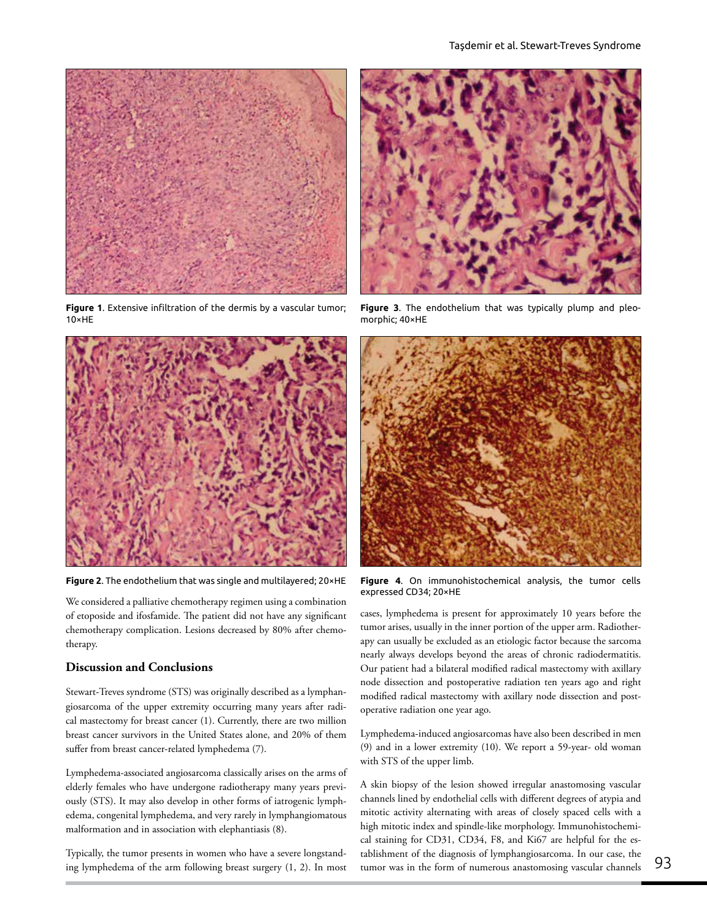Figure 1. Extensive infiltration of the dermis by a vascular tumor; 10×HE

Figure 3. The endothelium that was typically plump and pleomorphic; 40×HE

Figure 2. The endothelium that was single and multilayered; 20×HE

Figure 4. On immunohistochemical analysis, the tumor cells expressed CD34; 20×HE

We considered a palliative chemotherapy regimen using a combination of etoposide and ifosfamide. The patient did not have any significant chemotherapy complication. Lesions decreased by 80% after chemotherapy.

## Discussion and Conclusions

Stewart-Treves syndrome (STS) was originally described as a lymphangiosarcoma of the upper extremity occurring many years after radical mastectomy for breast cancer (1). Currently, there are two million breast cancer survivors in the United States alone, and 20% of them suffer from breast cancer-related lymphedema (7).

Lymphedema-associated angiosarcoma classically arises on the arms of elderly females who have undergone radiotherapy many years previously (STS). It may also develop in other forms of iatrogenic lymphedema, congenital lymphedema, and very rarely in lymphangiomatous malformation and in association with elephantiasis (8).

Typically, the tumor presents in women who have a severe longstanding lymphedema of the arm following breast surgery (1, 2). In most cases, lymphedema is present for approximately 10 years before the tumor arises, usually in the inner portion of the upper arm. Radiotherapy can usually be excluded as an etiologic factor because the sarcoma nearly always develops beyond the areas of chronic radiodermatitis. Our patient had a bilateral modified radical mastectomy with axillary node dissection and postoperative radiation ten years ago and right modified radical mastectomy with axillary node dissection and postoperative radiation one year ago.

Lymphedema-induced angiosarcomas have also been described in men (9) and in a lower extremity (10). We report a 59-year- old woman with STS of the upper limb.

A skin biopsy of the lesion showed irregular anastomosing vascular channels lined by endothelial cells with different degrees of atypia and mitotic activity alternating with areas of closely spaced cells with a high mitotic index and spindle-like morphology. Immunohistochemical staining for CD31, CD34, F8, and Ki67 are helpful for the establishment of the diagnosis of lymphangiosarcoma. In our case, the tumor was in the form of numerous anastomosing vascular channels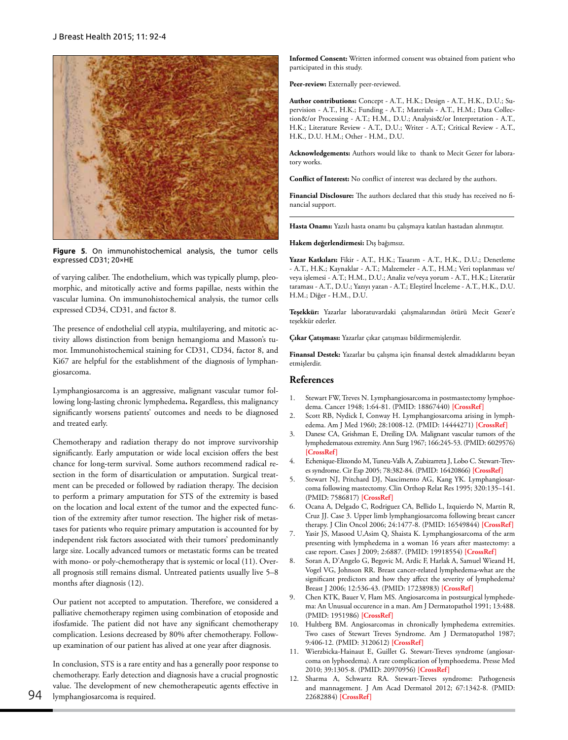Figure 5. On immunohistochemical analysis, the tumor cells expressed CD31; 20×HE

of varying caliber. The endothelium, which was typically plump, pleomorphic, and mitotically active and forms papillae, nests within the vascular lumina. On immunohistochemical analysis, the tumor cells expressed CD34, CD31, and factor 8.

The presence of endothelial cell atypia, multilayering, and mitotic activity allows distinction from benign hemangioma and Masson's tumor. Immunohistochemical staining for CD31, CD34, factor 8, and Ki67 are helpful for the establishment of the diagnosis of lymphangiosarcoma.

Lymphangiosarcoma is an aggressive, malignant vascular tumor following long-lasting chronic lymphedema**.** Regardless, this malignancy significantly worsens patients' outcomes and needs to be diagnosed and treated early.

Chemotherapy and radiation therapy do not improve survivorship significantly. Early amputation or wide local excision offers the best chance for long-term survival. Some authors recommend radical resection in the form of disarticulation or amputation. Surgical treatment can be preceded or followed by radiation therapy. The decision to perform a primary amputation for STS of the extremity is based on the location and local extent of the tumor and the expected function of the extremity after tumor resection. The higher risk of metastases for patients who require primary amputation is accounted for by independent risk factors associated with their tumors' predominantly large size. Locally advanced tumors or metastatic forms can be treated with mono- or poly-chemotherapy that is systemic or local (11). Overall prognosis still remains dismal. Untreated patients usually live 5–8 months after diagnosis (12).

Our patient not accepted to amputation. Therefore, we considered a palliative chemotherapy regimen using combination of etoposide and ifosfamide. The patient did not have any significant chemotherapy complication. Lesions decreased by 80% after chemotherapy. Follow-up examination of our patient has alived at one year after diagnosis.

In conclusion, STS is a rare entity and has a generally poor response to chemotherapy. Early detection and diagnosis have a crucial prognostic value. The development of new chemotherapeutic agents effective in lymphangiosarcoma is required.

**Informed Consent:** Written informed consent was obtained from patient who participated in this study.

**Peer-review:** Externally peer-reviewed.

**Author contributions:** Concept - A.T., H.K.; Design - A.T., H.K., D.U.; Supervision - A.T., H.K.; Funding - A.T.; Materials - A.T., H.M.; Data Collection&/or Processing - A.T.; H.M., D.U.; Analysis&/or Interpretation - A.T., H.K.; Literature Review - A.T., D.U.; Writer - A.T.; Critical Review - A.T., H.K., D.U. H.M.; Other - H.M., D.U.

**Acknowledgements:** Authors would like to thank to Mecit Gezer for laboratory works.

**Conflict of Interest:** No conflict of interest was declared by the authors.

**Financial Disclosure:** The authors declared that this study has received no financial support.

---

**Hasta Onamı:** Yazılı hasta onamı bu çalışmaya katılan hastadan alınmıştır.

**Hakem değerlendirmesi:** Dış bağımsız.

**Yazar Katkıları:** Fikir - A.T., H.K.; Tasarım - A.T., H.K., D.U.; Denetleme - A.T., H.K.; Kaynaklar - A.T.; Malzemeler - A.T., H.M.; Veri toplanması ve/veya işlemesi - A.T.; H.M., D.U.; Analiz ve/veya yorum - A.T., H.K.; Literatür taraması - A.T., D.U.; Yazıyı yazan - A.T.; Eleştirel İnceleme - A.T., H.K., D.U. H.M.; Diğer - H.M., D.U.

**Teşekkür:** Yazarlar laboratuvardaki çalışmalarından ötürü Mecit Gezer'e teşekkür ederler.

**Çıkar Çatışması:** Yazarlar çıkar çatışması bildirmemişlerdir.

**Finansal Destek:** Yazarlar bu çalışma için finansal destek almadıklarını beyan etmişlerdir.

## References

1. Stewart FW, Treves N. Lymphangiosarcoma in postmastectomy lymphoedema. Cancer 1948; 1:64-81. (PMID: 18867440) [CrossRef]
2. Scott RB, Nydick I, Conway H. Lymphangiosarcoma arising in lymphedema. Am J Med 1960; 28:1008-12. (PMID: 14444271) [CrossRef]
3. Danese CA, Grishman E, Dreiling DA. Malignant vascular tumors of the lymphedematous extremity. Ann Surg 1967; 166:245-53. (PMID: 6029576) [CrossRef]
4. Echenique-Elizondo M, Tuneu-Valls A, Zubizarreta J, Lobo C. Stewart-Treves syndrome. Cir Esp 2005; 78:382-84. (PMID: 16420866) [CrossRef]
5. Stewart NJ, Pritchard DJ, Nascimento AG, Kang YK. Lymphangiosarcoma following mastectomy. Clin Orthop Relat Res 1995; 320:135–141. (PMID: 7586817) [CrossRef]
6. Ocana A, Delgado C, Rodriguez CA, Bellido L, Izquierdo N, Martin R, Cruz JJ. Case 3. Upper limb lymphangiosarcoma following breast cancer therapy. J Clin Oncol 2006; 24:1477-8. (PMID: 16549844) [CrossRef]
7. Yasir JS, Masood U,Asim Q, Shaista K. Lymphangiosarcoma of the arm presenting with lymphedema in a woman 16 years after mastectomy: a case report. Cases J 2009; 2:6887. (PMID: 19918554) [CrossRef]
8. Soran A, D'Angelo G, Begovic M, Ardic F, Harlak A, Samuel Wieand H, Vogel VG, Johnson RR. Breast cancer-related lymphedema-what are the significant predictors and how they affect the severity of lymphedema? Breast J 2006; 12:536-43. (PMID: 17238983) [CrossRef]
9. Chen KTK, Bauer V, Flam MS. Angiosarcoma in postsurgical lymphedema: An Unusual occurence in a man. Am J Dermatopathol 1991; 13:488. (PMID: 1951986) [CrossRef]
10. Hultberg BM. Angiosarcomas in chronically lymphedema extremities. Two cases of Stewart Treves Syndrome. Am J Dermatopathol 1987; 9:406-12. (PMID: 3120612) [CrossRef]
11. Wierzbicka-Hainaut E, Guillet G. Stewart-Treves syndrome (angiosarcoma on lyphoedema). A rare complication of lymphoedema. Presse Med 2010; 39:1305-8. (PMID: 20970956) [CrossRef]
12. Sharma A, Schwartz RA. Stewart-Treves syndrome: Pathogenesis and mannagement. J Am Acad Dermatol 2012; 67:1342-8. (PMID: 22682884) [CrossRef]